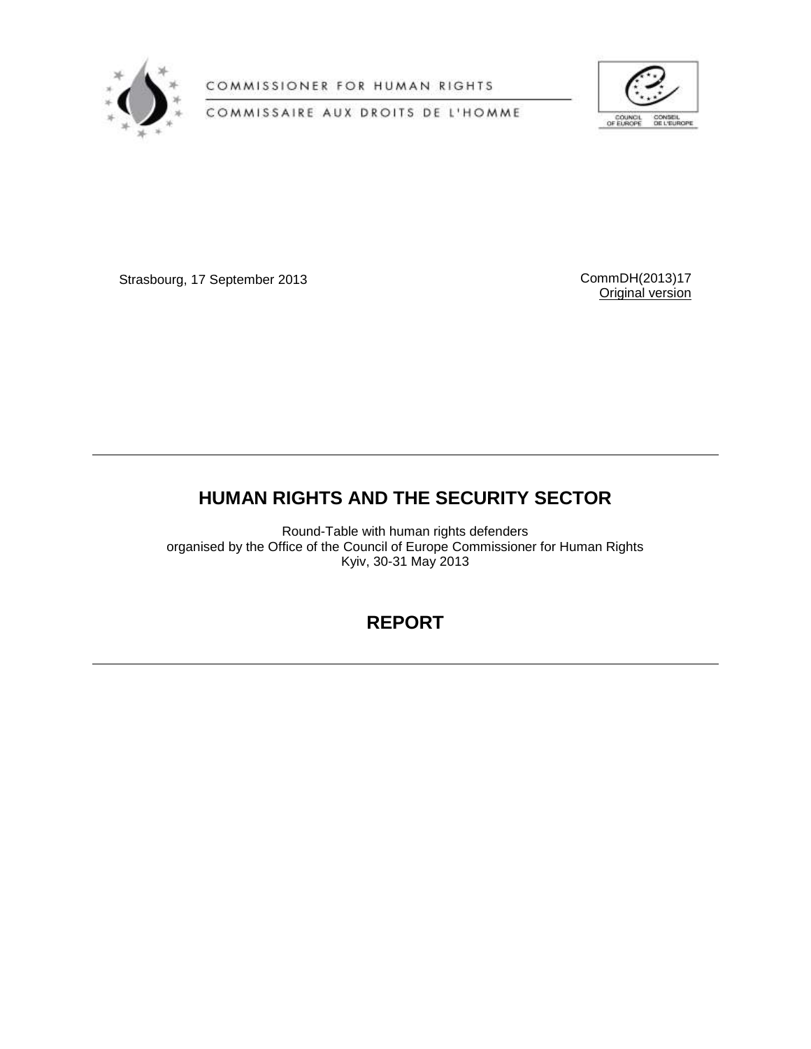COMMISSIONER FOR HUMAN RIGHTS

COMMISSAIRE AUX DROITS DE L'HOMME

COUNCIL OF EUROPE CONSEIL DE L'EUROPE

Strasbourg, 17 September 2013

CommDH(2013)17
Original version

# HUMAN RIGHTS AND THE SECURITY SECTOR

Round-Table with human rights defenders
organised by the Office of the Council of Europe Commissioner for Human Rights
Kyiv, 30-31 May 2013

# REPORT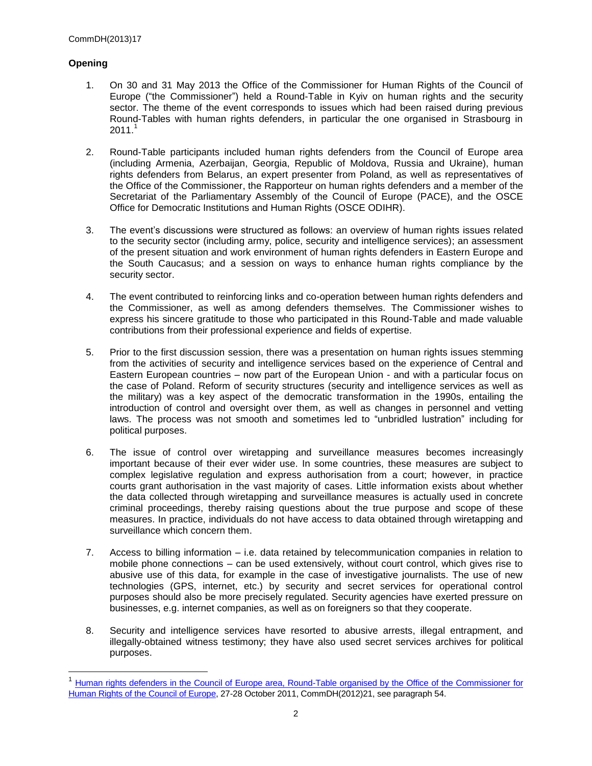## Opening

1. On 30 and 31 May 2013 the Office of the Commissioner for Human Rights of the Council of Europe ("the Commissioner") held a Round-Table in Kyiv on human rights and the security sector. The theme of the event corresponds to issues which had been raised during previous Round-Tables with human rights defenders, in particular the one organised in Strasbourg in 2011.[1]

2. Round-Table participants included human rights defenders from the Council of Europe area (including Armenia, Azerbaijan, Georgia, Republic of Moldova, Russia and Ukraine), human rights defenders from Belarus, an expert presenter from Poland, as well as representatives of the Office of the Commissioner, the Rapporteur on human rights defenders and a member of the Secretariat of the Parliamentary Assembly of the Council of Europe (PACE), and the OSCE Office for Democratic Institutions and Human Rights (OSCE ODIHR).

3. The event's discussions were structured as follows: an overview of human rights issues related to the security sector (including army, police, security and intelligence services); an assessment of the present situation and work environment of human rights defenders in Eastern Europe and the South Caucasus; and a session on ways to enhance human rights compliance by the security sector.

4. The event contributed to reinforcing links and co-operation between human rights defenders and the Commissioner, as well as among defenders themselves. The Commissioner wishes to express his sincere gratitude to those who participated in this Round-Table and made valuable contributions from their professional experience and fields of expertise.

5. Prior to the first discussion session, there was a presentation on human rights issues stemming from the activities of security and intelligence services based on the experience of Central and Eastern European countries – now part of the European Union - and with a particular focus on the case of Poland. Reform of security structures (security and intelligence services as well as the military) was a key aspect of the democratic transformation in the 1990s, entailing the introduction of control and oversight over them, as well as changes in personnel and vetting laws. The process was not smooth and sometimes led to "unbridled lustration" including for political purposes.

6. The issue of control over wiretapping and surveillance measures becomes increasingly important because of their ever wider use. In some countries, these measures are subject to complex legislative regulation and express authorisation from a court; however, in practice courts grant authorisation in the vast majority of cases. Little information exists about whether the data collected through wiretapping and surveillance measures is actually used in concrete criminal proceedings, thereby raising questions about the true purpose and scope of these measures. In practice, individuals do not have access to data obtained through wiretapping and surveillance which concern them.

7. Access to billing information – i.e. data retained by telecommunication companies in relation to mobile phone connections – can be used extensively, without court control, which gives rise to abusive use of this data, for example in the case of investigative journalists. The use of new technologies (GPS, internet, etc.) by security and secret services for operational control purposes should also be more precisely regulated. Security agencies have exerted pressure on businesses, e.g. internet companies, as well as on foreigners so that they cooperate.

8. Security and intelligence services have resorted to abusive arrests, illegal entrapment, and illegally-obtained witness testimony; they have also used secret services archives for political purposes.

---

[1] Human rights defenders in the Council of Europe area, Round-Table organised by the Office of the Commissioner for Human Rights of the Council of Europe, 27-28 October 2011, CommDH(2012)21, see paragraph 54.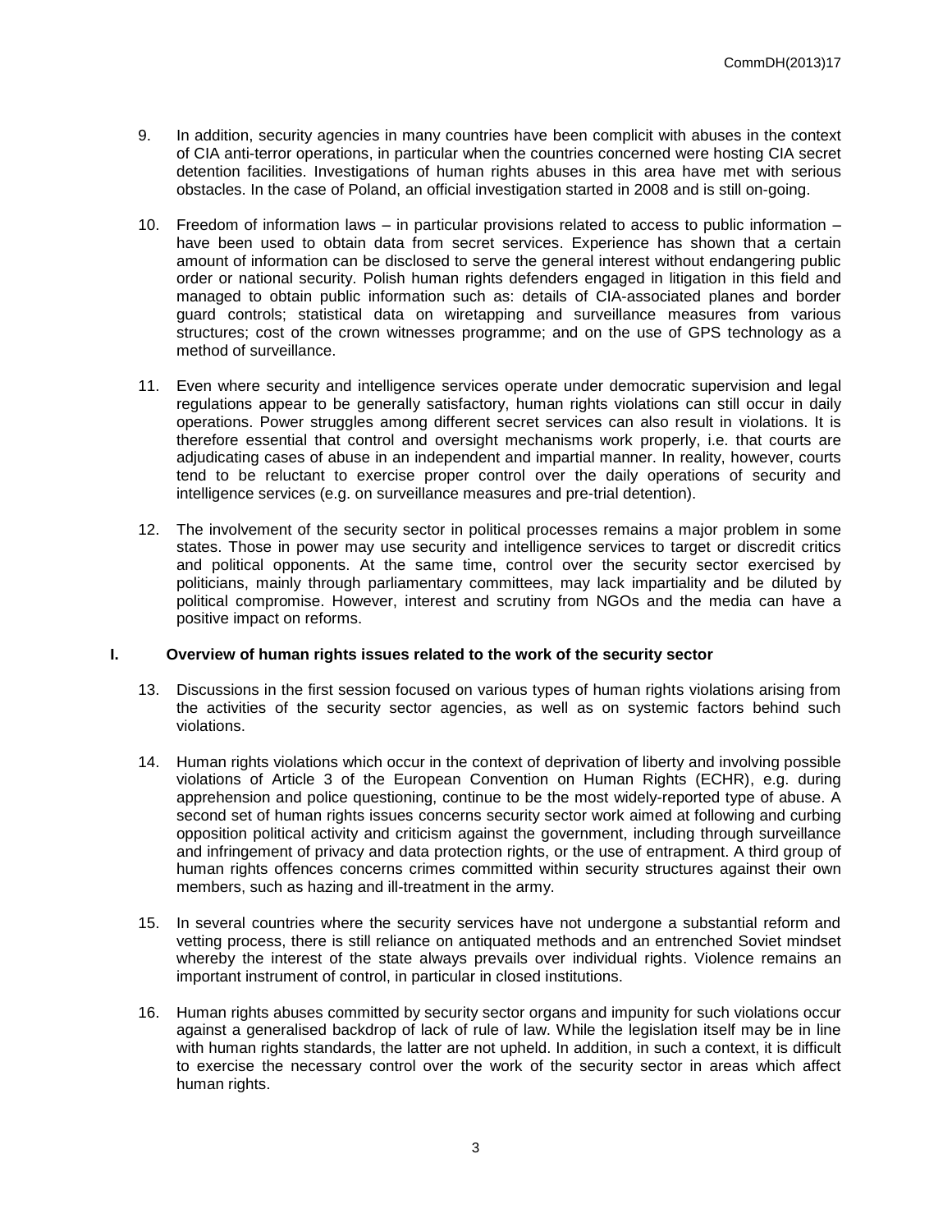9. In addition, security agencies in many countries have been complicit with abuses in the context of CIA anti-terror operations, in particular when the countries concerned were hosting CIA secret detention facilities. Investigations of human rights abuses in this area have met with serious obstacles. In the case of Poland, an official investigation started in 2008 and is still on-going.

10. Freedom of information laws – in particular provisions related to access to public information – have been used to obtain data from secret services. Experience has shown that a certain amount of information can be disclosed to serve the general interest without endangering public order or national security. Polish human rights defenders engaged in litigation in this field and managed to obtain public information such as: details of CIA-associated planes and border guard controls; statistical data on wiretapping and surveillance measures from various structures; cost of the crown witnesses programme; and on the use of GPS technology as a method of surveillance.

11. Even where security and intelligence services operate under democratic supervision and legal regulations appear to be generally satisfactory, human rights violations can still occur in daily operations. Power struggles among different secret services can also result in violations. It is therefore essential that control and oversight mechanisms work properly, i.e. that courts are adjudicating cases of abuse in an independent and impartial manner. In reality, however, courts tend to be reluctant to exercise proper control over the daily operations of security and intelligence services (e.g. on surveillance measures and pre-trial detention).

12. The involvement of the security sector in political processes remains a major problem in some states. Those in power may use security and intelligence services to target or discredit critics and political opponents. At the same time, control over the security sector exercised by politicians, mainly through parliamentary committees, may lack impartiality and be diluted by political compromise. However, interest and scrutiny from NGOs and the media can have a positive impact on reforms.

## I. Overview of human rights issues related to the work of the security sector

13. Discussions in the first session focused on various types of human rights violations arising from the activities of the security sector agencies, as well as on systemic factors behind such violations.

14. Human rights violations which occur in the context of deprivation of liberty and involving possible violations of Article 3 of the European Convention on Human Rights (ECHR), e.g. during apprehension and police questioning, continue to be the most widely-reported type of abuse. A second set of human rights issues concerns security sector work aimed at following and curbing opposition political activity and criticism against the government, including through surveillance and infringement of privacy and data protection rights, or the use of entrapment. A third group of human rights offences concerns crimes committed within security structures against their own members, such as hazing and ill-treatment in the army.

15. In several countries where the security services have not undergone a substantial reform and vetting process, there is still reliance on antiquated methods and an entrenched Soviet mindset whereby the interest of the state always prevails over individual rights. Violence remains an important instrument of control, in particular in closed institutions.

16. Human rights abuses committed by security sector organs and impunity for such violations occur against a generalised backdrop of lack of rule of law. While the legislation itself may be in line with human rights standards, the latter are not upheld. In addition, in such a context, it is difficult to exercise the necessary control over the work of the security sector in areas which affect human rights.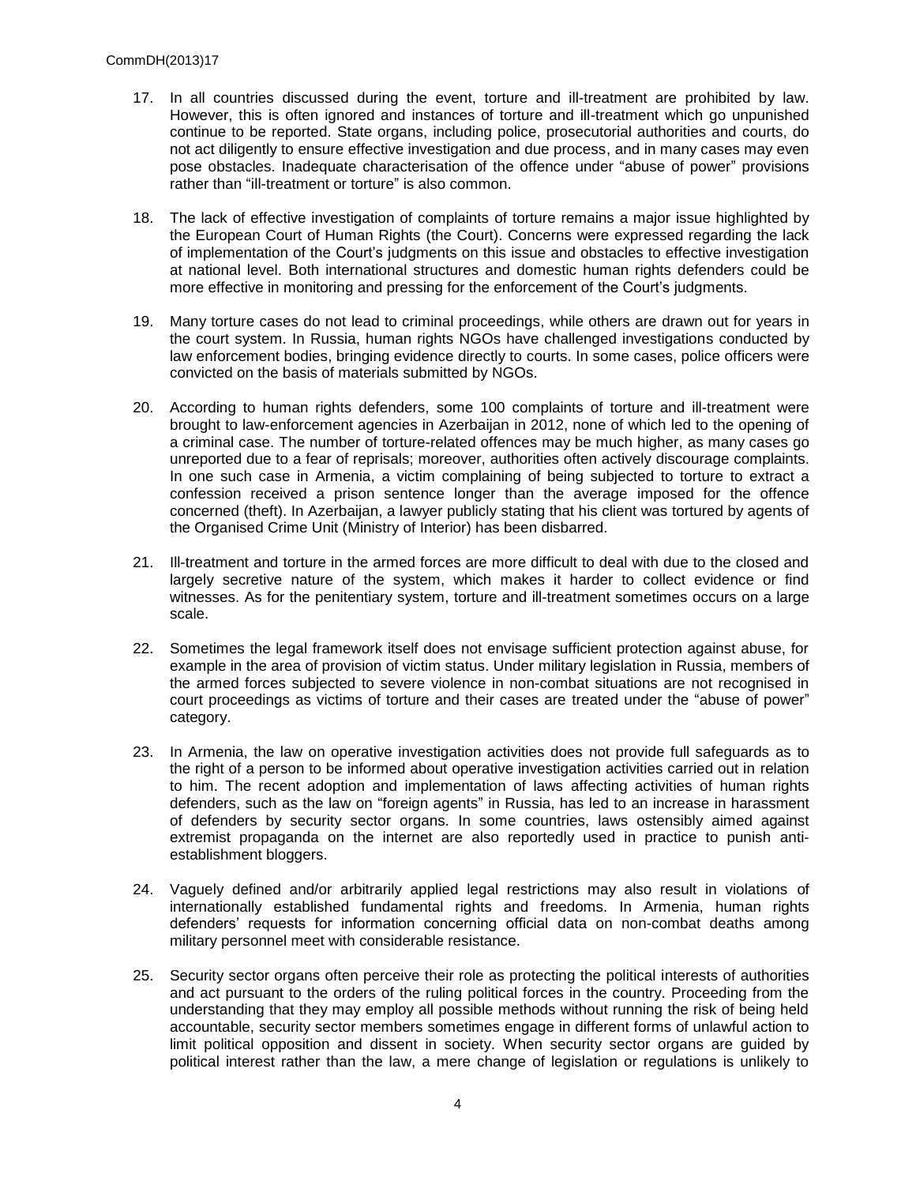17. In all countries discussed during the event, torture and ill-treatment are prohibited by law. However, this is often ignored and instances of torture and ill-treatment which go unpunished continue to be reported. State organs, including police, prosecutorial authorities and courts, do not act diligently to ensure effective investigation and due process, and in many cases may even pose obstacles. Inadequate characterisation of the offence under "abuse of power" provisions rather than "ill-treatment or torture" is also common.

18. The lack of effective investigation of complaints of torture remains a major issue highlighted by the European Court of Human Rights (the Court). Concerns were expressed regarding the lack of implementation of the Court's judgments on this issue and obstacles to effective investigation at national level. Both international structures and domestic human rights defenders could be more effective in monitoring and pressing for the enforcement of the Court's judgments.

19. Many torture cases do not lead to criminal proceedings, while others are drawn out for years in the court system. In Russia, human rights NGOs have challenged investigations conducted by law enforcement bodies, bringing evidence directly to courts. In some cases, police officers were convicted on the basis of materials submitted by NGOs.

20. According to human rights defenders, some 100 complaints of torture and ill-treatment were brought to law-enforcement agencies in Azerbaijan in 2012, none of which led to the opening of a criminal case. The number of torture-related offences may be much higher, as many cases go unreported due to a fear of reprisals; moreover, authorities often actively discourage complaints. In one such case in Armenia, a victim complaining of being subjected to torture to extract a confession received a prison sentence longer than the average imposed for the offence concerned (theft). In Azerbaijan, a lawyer publicly stating that his client was tortured by agents of the Organised Crime Unit (Ministry of Interior) has been disbarred.

21. Ill-treatment and torture in the armed forces are more difficult to deal with due to the closed and largely secretive nature of the system, which makes it harder to collect evidence or find witnesses. As for the penitentiary system, torture and ill-treatment sometimes occurs on a large scale.

22. Sometimes the legal framework itself does not envisage sufficient protection against abuse, for example in the area of provision of victim status. Under military legislation in Russia, members of the armed forces subjected to severe violence in non-combat situations are not recognised in court proceedings as victims of torture and their cases are treated under the "abuse of power" category.

23. In Armenia, the law on operative investigation activities does not provide full safeguards as to the right of a person to be informed about operative investigation activities carried out in relation to him. The recent adoption and implementation of laws affecting activities of human rights defenders, such as the law on "foreign agents" in Russia, has led to an increase in harassment of defenders by security sector organs. In some countries, laws ostensibly aimed against extremist propaganda on the internet are also reportedly used in practice to punish anti-establishment bloggers.

24. Vaguely defined and/or arbitrarily applied legal restrictions may also result in violations of internationally established fundamental rights and freedoms. In Armenia, human rights defenders' requests for information concerning official data on non-combat deaths among military personnel meet with considerable resistance.

25. Security sector organs often perceive their role as protecting the political interests of authorities and act pursuant to the orders of the ruling political forces in the country. Proceeding from the understanding that they may employ all possible methods without running the risk of being held accountable, security sector members sometimes engage in different forms of unlawful action to limit political opposition and dissent in society. When security sector organs are guided by political interest rather than the law, a mere change of legislation or regulations is unlikely to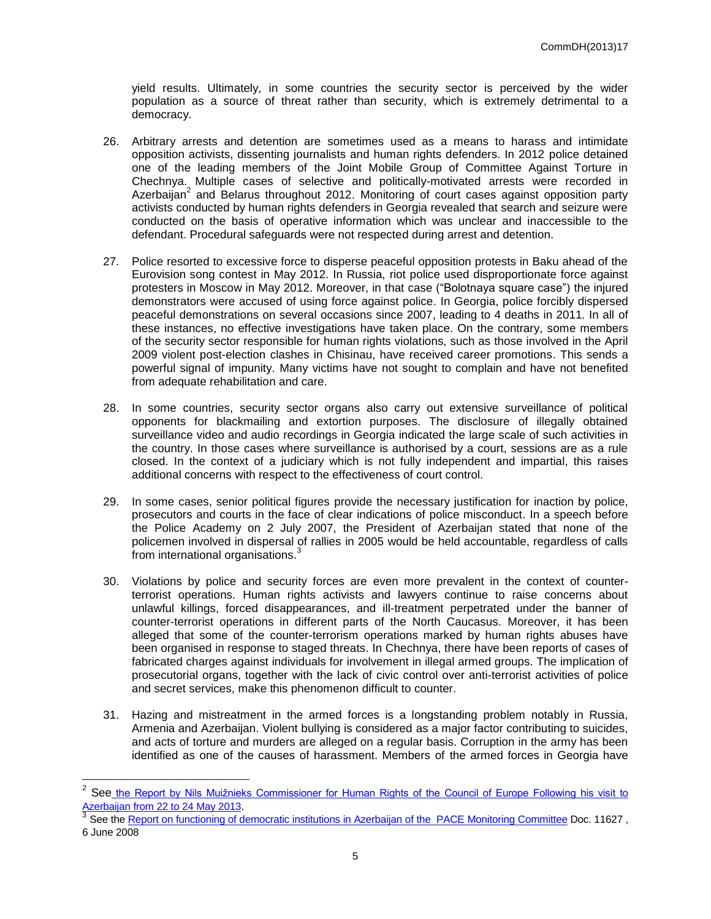yield results. Ultimately, in some countries the security sector is perceived by the wider population as a source of threat rather than security, which is extremely detrimental to a democracy.

26. Arbitrary arrests and detention are sometimes used as a means to harass and intimidate opposition activists, dissenting journalists and human rights defenders. In 2012 police detained one of the leading members of the Joint Mobile Group of Committee Against Torture in Chechnya. Multiple cases of selective and politically-motivated arrests were recorded in Azerbaijan[2] and Belarus throughout 2012. Monitoring of court cases against opposition party activists conducted by human rights defenders in Georgia revealed that search and seizure were conducted on the basis of operative information which was unclear and inaccessible to the defendant. Procedural safeguards were not respected during arrest and detention.

27. Police resorted to excessive force to disperse peaceful opposition protests in Baku ahead of the Eurovision song contest in May 2012. In Russia, riot police used disproportionate force against protesters in Moscow in May 2012. Moreover, in that case ("Bolotnaya square case") the injured demonstrators were accused of using force against police. In Georgia, police forcibly dispersed peaceful demonstrations on several occasions since 2007, leading to 4 deaths in 2011. In all of these instances, no effective investigations have taken place. On the contrary, some members of the security sector responsible for human rights violations, such as those involved in the April 2009 violent post-election clashes in Chisinau, have received career promotions. This sends a powerful signal of impunity. Many victims have not sought to complain and have not benefited from adequate rehabilitation and care.

28. In some countries, security sector organs also carry out extensive surveillance of political opponents for blackmailing and extortion purposes. The disclosure of illegally obtained surveillance video and audio recordings in Georgia indicated the large scale of such activities in the country. In those cases where surveillance is authorised by a court, sessions are as a rule closed. In the context of a judiciary which is not fully independent and impartial, this raises additional concerns with respect to the effectiveness of court control.

29. In some cases, senior political figures provide the necessary justification for inaction by police, prosecutors and courts in the face of clear indications of police misconduct. In a speech before the Police Academy on 2 July 2007, the President of Azerbaijan stated that none of the policemen involved in dispersal of rallies in 2005 would be held accountable, regardless of calls from international organisations.[3]

30. Violations by police and security forces are even more prevalent in the context of counter-terrorist operations. Human rights activists and lawyers continue to raise concerns about unlawful killings, forced disappearances, and ill-treatment perpetrated under the banner of counter-terrorist operations in different parts of the North Caucasus. Moreover, it has been alleged that some of the counter-terrorism operations marked by human rights abuses have been organised in response to staged threats. In Chechnya, there have been reports of cases of fabricated charges against individuals for involvement in illegal armed groups. The implication of prosecutorial organs, together with the lack of civic control over anti-terrorist activities of police and secret services, make this phenomenon difficult to counter.

31. Hazing and mistreatment in the armed forces is a longstanding problem notably in Russia, Armenia and Azerbaijan. Violent bullying is considered as a major factor contributing to suicides, and acts of torture and murders are alleged on a regular basis. Corruption in the army has been identified as one of the causes of harassment. Members of the armed forces in Georgia have

---

[2] See the Report by Nils Muižnieks Commissioner for Human Rights of the Council of Europe Following his visit to Azerbaijan from 22 to 24 May 2013.

[3] See the Report on functioning of democratic institutions in Azerbaijan of the PACE Monitoring Committee Doc. 11627 , 6 June 2008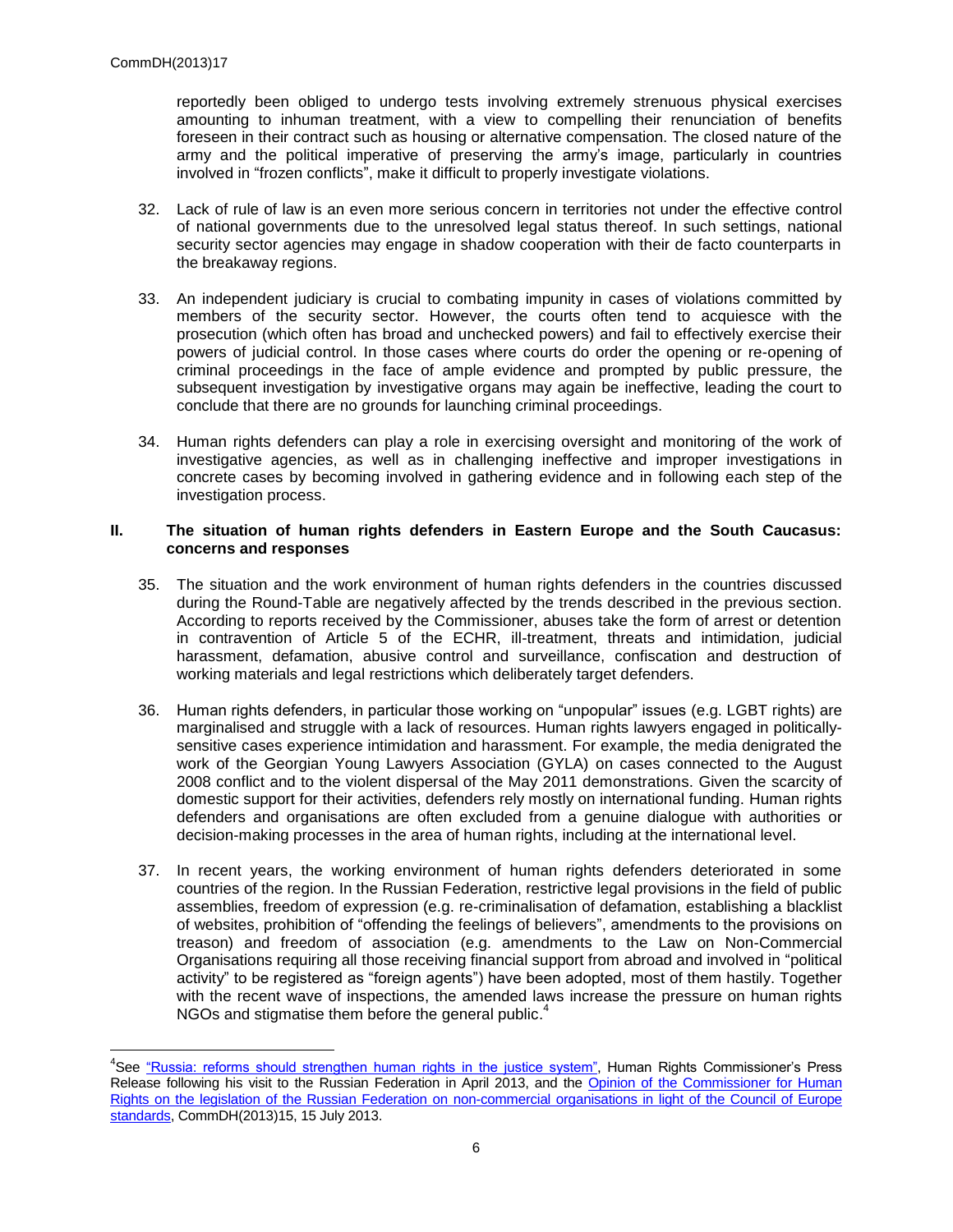reportedly been obliged to undergo tests involving extremely strenuous physical exercises amounting to inhuman treatment, with a view to compelling their renunciation of benefits foreseen in their contract such as housing or alternative compensation. The closed nature of the army and the political imperative of preserving the army's image, particularly in countries involved in "frozen conflicts", make it difficult to properly investigate violations.

32. Lack of rule of law is an even more serious concern in territories not under the effective control of national governments due to the unresolved legal status thereof. In such settings, national security sector agencies may engage in shadow cooperation with their de facto counterparts in the breakaway regions.

33. An independent judiciary is crucial to combating impunity in cases of violations committed by members of the security sector. However, the courts often tend to acquiesce with the prosecution (which often has broad and unchecked powers) and fail to effectively exercise their powers of judicial control. In those cases where courts do order the opening or re-opening of criminal proceedings in the face of ample evidence and prompted by public pressure, the subsequent investigation by investigative organs may again be ineffective, leading the court to conclude that there are no grounds for launching criminal proceedings.

34. Human rights defenders can play a role in exercising oversight and monitoring of the work of investigative agencies, as well as in challenging ineffective and improper investigations in concrete cases by becoming involved in gathering evidence and in following each step of the investigation process.

## II. The situation of human rights defenders in Eastern Europe and the South Caucasus: concerns and responses

35. The situation and the work environment of human rights defenders in the countries discussed during the Round-Table are negatively affected by the trends described in the previous section. According to reports received by the Commissioner, abuses take the form of arrest or detention in contravention of Article 5 of the ECHR, ill-treatment, threats and intimidation, judicial harassment, defamation, abusive control and surveillance, confiscation and destruction of working materials and legal restrictions which deliberately target defenders.

36. Human rights defenders, in particular those working on "unpopular" issues (e.g. LGBT rights) are marginalised and struggle with a lack of resources. Human rights lawyers engaged in politically-sensitive cases experience intimidation and harassment. For example, the media denigrated the work of the Georgian Young Lawyers Association (GYLA) on cases connected to the August 2008 conflict and to the violent dispersal of the May 2011 demonstrations. Given the scarcity of domestic support for their activities, defenders rely mostly on international funding. Human rights defenders and organisations are often excluded from a genuine dialogue with authorities or decision-making processes in the area of human rights, including at the international level.

37. In recent years, the working environment of human rights defenders deteriorated in some countries of the region. In the Russian Federation, restrictive legal provisions in the field of public assemblies, freedom of expression (e.g. re-criminalisation of defamation, establishing a blacklist of websites, prohibition of "offending the feelings of believers", amendments to the provisions on treason) and freedom of association (e.g. amendments to the Law on Non-Commercial Organisations requiring all those receiving financial support from abroad and involved in "political activity" to be registered as "foreign agents") have been adopted, most of them hastily. Together with the recent wave of inspections, the amended laws increase the pressure on human rights NGOs and stigmatise them before the general public.[4]

---

[4] See "Russia: reforms should strengthen human rights in the justice system", Human Rights Commissioner's Press Release following his visit to the Russian Federation in April 2013, and the Opinion of the Commissioner for Human Rights on the legislation of the Russian Federation on non-commercial organisations in light of the Council of Europe standards, CommDH(2013)15, 15 July 2013.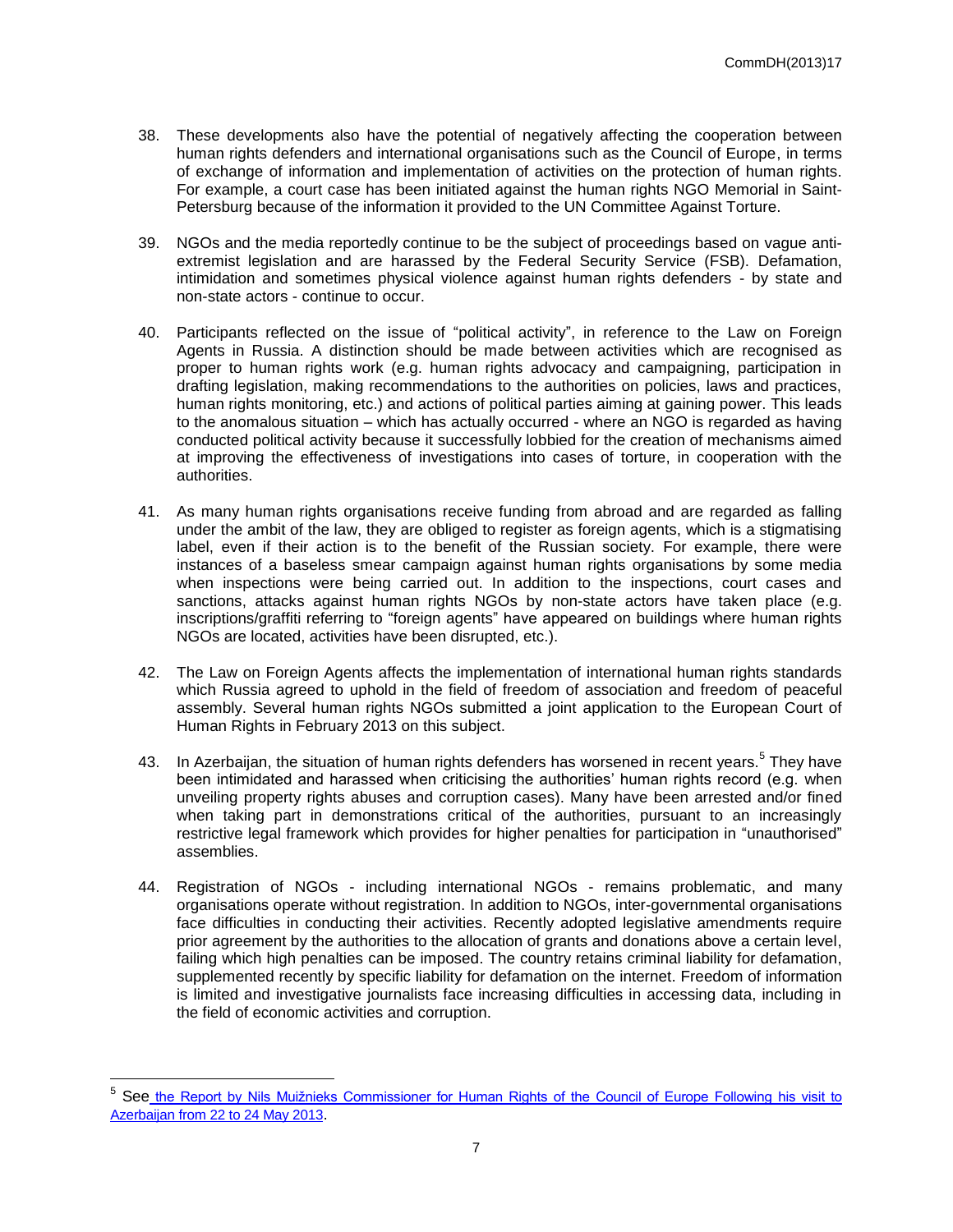38. These developments also have the potential of negatively affecting the cooperation between human rights defenders and international organisations such as the Council of Europe, in terms of exchange of information and implementation of activities on the protection of human rights. For example, a court case has been initiated against the human rights NGO Memorial in Saint-Petersburg because of the information it provided to the UN Committee Against Torture.

39. NGOs and the media reportedly continue to be the subject of proceedings based on vague anti-extremist legislation and are harassed by the Federal Security Service (FSB). Defamation, intimidation and sometimes physical violence against human rights defenders - by state and non-state actors - continue to occur.

40. Participants reflected on the issue of "political activity", in reference to the Law on Foreign Agents in Russia. A distinction should be made between activities which are recognised as proper to human rights work (e.g. human rights advocacy and campaigning, participation in drafting legislation, making recommendations to the authorities on policies, laws and practices, human rights monitoring, etc.) and actions of political parties aiming at gaining power. This leads to the anomalous situation – which has actually occurred - where an NGO is regarded as having conducted political activity because it successfully lobbied for the creation of mechanisms aimed at improving the effectiveness of investigations into cases of torture, in cooperation with the authorities.

41. As many human rights organisations receive funding from abroad and are regarded as falling under the ambit of the law, they are obliged to register as foreign agents, which is a stigmatising label, even if their action is to the benefit of the Russian society. For example, there were instances of a baseless smear campaign against human rights organisations by some media when inspections were being carried out. In addition to the inspections, court cases and sanctions, attacks against human rights NGOs by non-state actors have taken place (e.g. inscriptions/graffiti referring to "foreign agents" have appeared on buildings where human rights NGOs are located, activities have been disrupted, etc.).

42. The Law on Foreign Agents affects the implementation of international human rights standards which Russia agreed to uphold in the field of freedom of association and freedom of peaceful assembly. Several human rights NGOs submitted a joint application to the European Court of Human Rights in February 2013 on this subject.

43. In Azerbaijan, the situation of human rights defenders has worsened in recent years.[5] They have been intimidated and harassed when criticising the authorities' human rights record (e.g. when unveiling property rights abuses and corruption cases). Many have been arrested and/or fined when taking part in demonstrations critical of the authorities, pursuant to an increasingly restrictive legal framework which provides for higher penalties for participation in "unauthorised" assemblies.

44. Registration of NGOs - including international NGOs - remains problematic, and many organisations operate without registration. In addition to NGOs, inter-governmental organisations face difficulties in conducting their activities. Recently adopted legislative amendments require prior agreement by the authorities to the allocation of grants and donations above a certain level, failing which high penalties can be imposed. The country retains criminal liability for defamation, supplemented recently by specific liability for defamation on the internet. Freedom of information is limited and investigative journalists face increasing difficulties in accessing data, including in the field of economic activities and corruption.

---

[5] See the Report by Nils Muižnieks Commissioner for Human Rights of the Council of Europe Following his visit to Azerbaijan from 22 to 24 May 2013.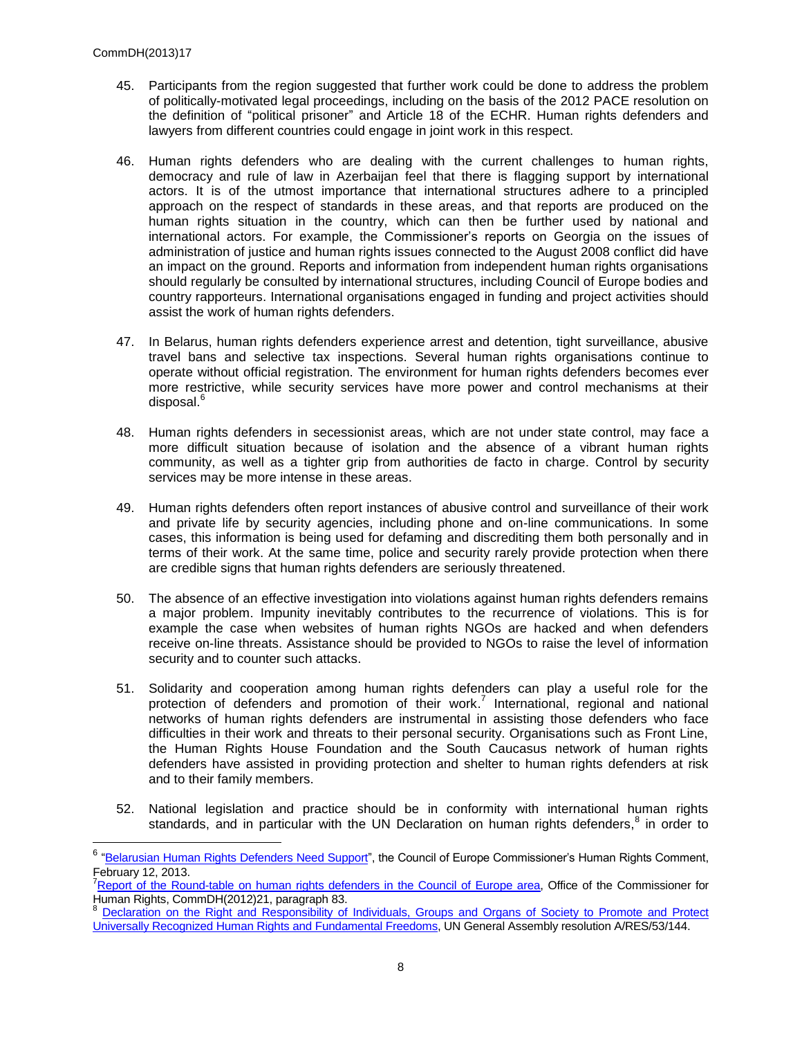45. Participants from the region suggested that further work could be done to address the problem of politically-motivated legal proceedings, including on the basis of the 2012 PACE resolution on the definition of "political prisoner" and Article 18 of the ECHR. Human rights defenders and lawyers from different countries could engage in joint work in this respect.

46. Human rights defenders who are dealing with the current challenges to human rights, democracy and rule of law in Azerbaijan feel that there is flagging support by international actors. It is of the utmost importance that international structures adhere to a principled approach on the respect of standards in these areas, and that reports are produced on the human rights situation in the country, which can then be further used by national and international actors. For example, the Commissioner's reports on Georgia on the issues of administration of justice and human rights issues connected to the August 2008 conflict did have an impact on the ground. Reports and information from independent human rights organisations should regularly be consulted by international structures, including Council of Europe bodies and country rapporteurs. International organisations engaged in funding and project activities should assist the work of human rights defenders.

47. In Belarus, human rights defenders experience arrest and detention, tight surveillance, abusive travel bans and selective tax inspections. Several human rights organisations continue to operate without official registration. The environment for human rights defenders becomes ever more restrictive, while security services have more power and control mechanisms at their disposal.[6]

48. Human rights defenders in secessionist areas, which are not under state control, may face a more difficult situation because of isolation and the absence of a vibrant human rights community, as well as a tighter grip from authorities de facto in charge. Control by security services may be more intense in these areas.

49. Human rights defenders often report instances of abusive control and surveillance of their work and private life by security agencies, including phone and on-line communications. In some cases, this information is being used for defaming and discrediting them both personally and in terms of their work. At the same time, police and security rarely provide protection when there are credible signs that human rights defenders are seriously threatened.

50. The absence of an effective investigation into violations against human rights defenders remains a major problem. Impunity inevitably contributes to the recurrence of violations. This is for example the case when websites of human rights NGOs are hacked and when defenders receive on-line threats. Assistance should be provided to NGOs to raise the level of information security and to counter such attacks.

51. Solidarity and cooperation among human rights defenders can play a useful role for the protection of defenders and promotion of their work.[7] International, regional and national networks of human rights defenders are instrumental in assisting those defenders who face difficulties in their work and threats to their personal security. Organisations such as Front Line, the Human Rights House Foundation and the South Caucasus network of human rights defenders have assisted in providing protection and shelter to human rights defenders at risk and to their family members.

52. National legislation and practice should be in conformity with international human rights standards, and in particular with the UN Declaration on human rights defenders,[8] in order to

---

[6] "Belarusian Human Rights Defenders Need Support", the Council of Europe Commissioner's Human Rights Comment, February 12, 2013.

[7] Report of the Round-table on human rights defenders in the Council of Europe area, Office of the Commissioner for Human Rights, CommDH(2012)21, paragraph 83.

[8] Declaration on the Right and Responsibility of Individuals, Groups and Organs of Society to Promote and Protect Universally Recognized Human Rights and Fundamental Freedoms, UN General Assembly resolution A/RES/53/144.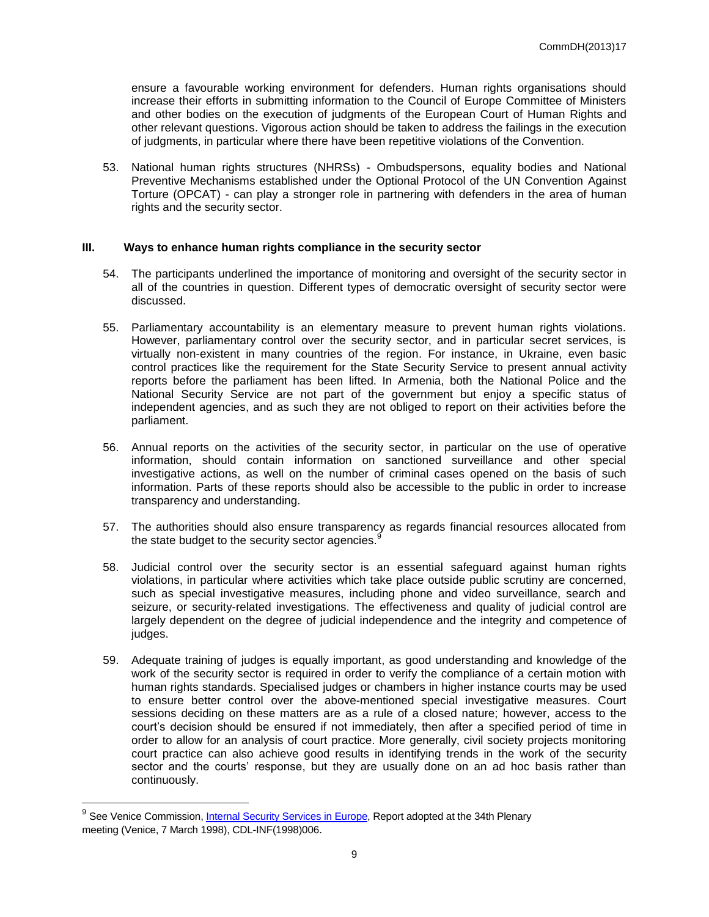ensure a favourable working environment for defenders. Human rights organisations should increase their efforts in submitting information to the Council of Europe Committee of Ministers and other bodies on the execution of judgments of the European Court of Human Rights and other relevant questions. Vigorous action should be taken to address the failings in the execution of judgments, in particular where there have been repetitive violations of the Convention.

53. National human rights structures (NHRSs) - Ombudspersons, equality bodies and National Preventive Mechanisms established under the Optional Protocol of the UN Convention Against Torture (OPCAT) - can play a stronger role in partnering with defenders in the area of human rights and the security sector.

## III. Ways to enhance human rights compliance in the security sector

54. The participants underlined the importance of monitoring and oversight of the security sector in all of the countries in question. Different types of democratic oversight of security sector were discussed.

55. Parliamentary accountability is an elementary measure to prevent human rights violations. However, parliamentary control over the security sector, and in particular secret services, is virtually non-existent in many countries of the region. For instance, in Ukraine, even basic control practices like the requirement for the State Security Service to present annual activity reports before the parliament has been lifted. In Armenia, both the National Police and the National Security Service are not part of the government but enjoy a specific status of independent agencies, and as such they are not obliged to report on their activities before the parliament.

56. Annual reports on the activities of the security sector, in particular on the use of operative information, should contain information on sanctioned surveillance and other special investigative actions, as well on the number of criminal cases opened on the basis of such information. Parts of these reports should also be accessible to the public in order to increase transparency and understanding.

57. The authorities should also ensure transparency as regards financial resources allocated from the state budget to the security sector agencies.[9]

58. Judicial control over the security sector is an essential safeguard against human rights violations, in particular where activities which take place outside public scrutiny are concerned, such as special investigative measures, including phone and video surveillance, search and seizure, or security-related investigations. The effectiveness and quality of judicial control are largely dependent on the degree of judicial independence and the integrity and competence of judges.

59. Adequate training of judges is equally important, as good understanding and knowledge of the work of the security sector is required in order to verify the compliance of a certain motion with human rights standards. Specialised judges or chambers in higher instance courts may be used to ensure better control over the above-mentioned special investigative measures. Court sessions deciding on these matters are as a rule of a closed nature; however, access to the court's decision should be ensured if not immediately, then after a specified period of time in order to allow for an analysis of court practice. More generally, civil society projects monitoring court practice can also achieve good results in identifying trends in the work of the security sector and the courts' response, but they are usually done on an ad hoc basis rather than continuously.

---

[9] See Venice Commission, Internal Security Services in Europe, Report adopted at the 34th Plenary meeting (Venice, 7 March 1998), CDL-INF(1998)006.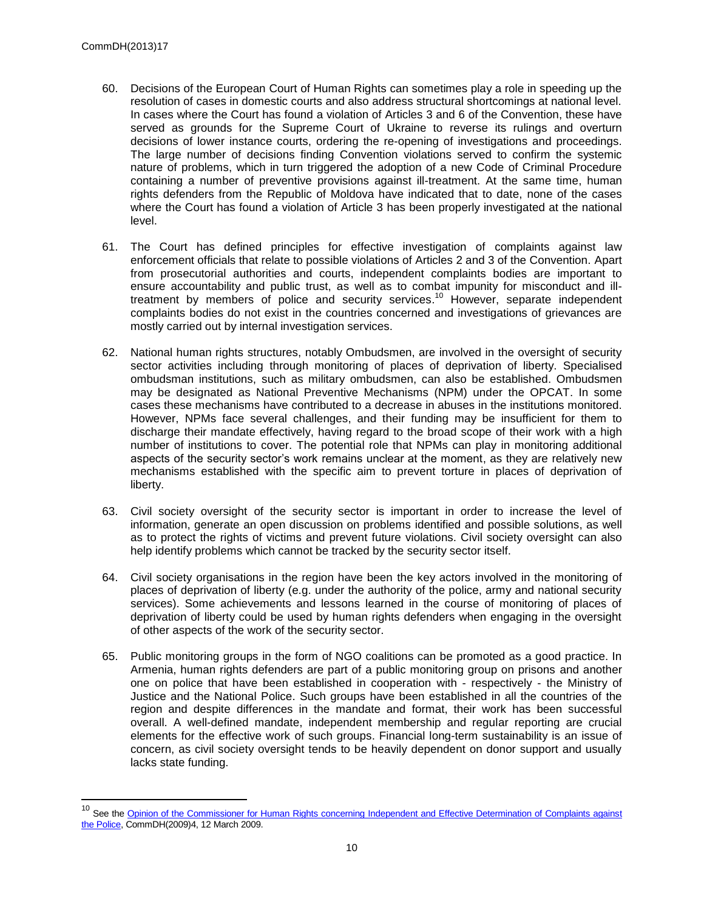60. Decisions of the European Court of Human Rights can sometimes play a role in speeding up the resolution of cases in domestic courts and also address structural shortcomings at national level. In cases where the Court has found a violation of Articles 3 and 6 of the Convention, these have served as grounds for the Supreme Court of Ukraine to reverse its rulings and overturn decisions of lower instance courts, ordering the re-opening of investigations and proceedings. The large number of decisions finding Convention violations served to confirm the systemic nature of problems, which in turn triggered the adoption of a new Code of Criminal Procedure containing a number of preventive provisions against ill-treatment. At the same time, human rights defenders from the Republic of Moldova have indicated that to date, none of the cases where the Court has found a violation of Article 3 has been properly investigated at the national level.

61. The Court has defined principles for effective investigation of complaints against law enforcement officials that relate to possible violations of Articles 2 and 3 of the Convention. Apart from prosecutorial authorities and courts, independent complaints bodies are important to ensure accountability and public trust, as well as to combat impunity for misconduct and ill-treatment by members of police and security services.[10] However, separate independent complaints bodies do not exist in the countries concerned and investigations of grievances are mostly carried out by internal investigation services.

62. National human rights structures, notably Ombudsmen, are involved in the oversight of security sector activities including through monitoring of places of deprivation of liberty. Specialised ombudsman institutions, such as military ombudsmen, can also be established. Ombudsmen may be designated as National Preventive Mechanisms (NPM) under the OPCAT. In some cases these mechanisms have contributed to a decrease in abuses in the institutions monitored. However, NPMs face several challenges, and their funding may be insufficient for them to discharge their mandate effectively, having regard to the broad scope of their work with a high number of institutions to cover. The potential role that NPMs can play in monitoring additional aspects of the security sector's work remains unclear at the moment, as they are relatively new mechanisms established with the specific aim to prevent torture in places of deprivation of liberty.

63. Civil society oversight of the security sector is important in order to increase the level of information, generate an open discussion on problems identified and possible solutions, as well as to protect the rights of victims and prevent future violations. Civil society oversight can also help identify problems which cannot be tracked by the security sector itself.

64. Civil society organisations in the region have been the key actors involved in the monitoring of places of deprivation of liberty (e.g. under the authority of the police, army and national security services). Some achievements and lessons learned in the course of monitoring of places of deprivation of liberty could be used by human rights defenders when engaging in the oversight of other aspects of the work of the security sector.

65. Public monitoring groups in the form of NGO coalitions can be promoted as a good practice. In Armenia, human rights defenders are part of a public monitoring group on prisons and another one on police that have been established in cooperation with - respectively - the Ministry of Justice and the National Police. Such groups have been established in all the countries of the region and despite differences in the mandate and format, their work has been successful overall. A well-defined mandate, independent membership and regular reporting are crucial elements for the effective work of such groups. Financial long-term sustainability is an issue of concern, as civil society oversight tends to be heavily dependent on donor support and usually lacks state funding.

---

[10] See the Opinion of the Commissioner for Human Rights concerning Independent and Effective Determination of Complaints against the Police, CommDH(2009)4, 12 March 2009.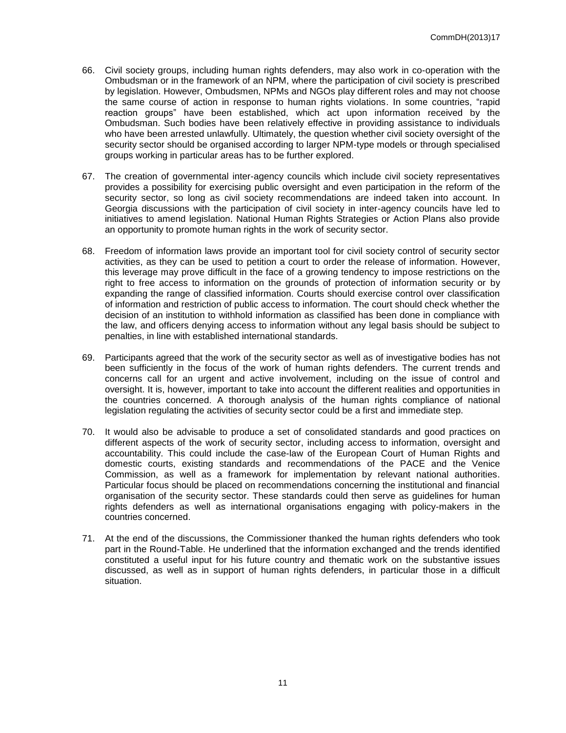66. Civil society groups, including human rights defenders, may also work in co-operation with the Ombudsman or in the framework of an NPM, where the participation of civil society is prescribed by legislation. However, Ombudsmen, NPMs and NGOs play different roles and may not choose the same course of action in response to human rights violations. In some countries, "rapid reaction groups" have been established, which act upon information received by the Ombudsman. Such bodies have been relatively effective in providing assistance to individuals who have been arrested unlawfully. Ultimately, the question whether civil society oversight of the security sector should be organised according to larger NPM-type models or through specialised groups working in particular areas has to be further explored.

67. The creation of governmental inter-agency councils which include civil society representatives provides a possibility for exercising public oversight and even participation in the reform of the security sector, so long as civil society recommendations are indeed taken into account. In Georgia discussions with the participation of civil society in inter-agency councils have led to initiatives to amend legislation. National Human Rights Strategies or Action Plans also provide an opportunity to promote human rights in the work of security sector.

68. Freedom of information laws provide an important tool for civil society control of security sector activities, as they can be used to petition a court to order the release of information. However, this leverage may prove difficult in the face of a growing tendency to impose restrictions on the right to free access to information on the grounds of protection of information security or by expanding the range of classified information. Courts should exercise control over classification of information and restriction of public access to information. The court should check whether the decision of an institution to withhold information as classified has been done in compliance with the law, and officers denying access to information without any legal basis should be subject to penalties, in line with established international standards.

69. Participants agreed that the work of the security sector as well as of investigative bodies has not been sufficiently in the focus of the work of human rights defenders. The current trends and concerns call for an urgent and active involvement, including on the issue of control and oversight. It is, however, important to take into account the different realities and opportunities in the countries concerned. A thorough analysis of the human rights compliance of national legislation regulating the activities of security sector could be a first and immediate step.

70. It would also be advisable to produce a set of consolidated standards and good practices on different aspects of the work of security sector, including access to information, oversight and accountability. This could include the case-law of the European Court of Human Rights and domestic courts, existing standards and recommendations of the PACE and the Venice Commission, as well as a framework for implementation by relevant national authorities. Particular focus should be placed on recommendations concerning the institutional and financial organisation of the security sector. These standards could then serve as guidelines for human rights defenders as well as international organisations engaging with policy-makers in the countries concerned.

71. At the end of the discussions, the Commissioner thanked the human rights defenders who took part in the Round-Table. He underlined that the information exchanged and the trends identified constituted a useful input for his future country and thematic work on the substantive issues discussed, as well as in support of human rights defenders, in particular those in a difficult situation.